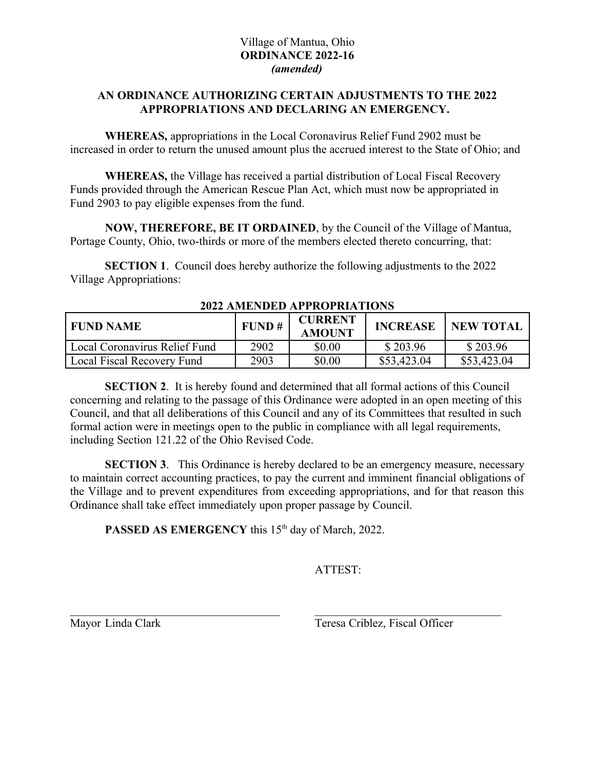Village of Mantua, Ohio
**ORDINANCE 2022-16**
***(amended)***

**AN ORDINANCE AUTHORIZING CERTAIN ADJUSTMENTS TO THE 2022 APPROPRIATIONS AND DECLARING AN EMERGENCY.**

**WHEREAS,** appropriations in the Local Coronavirus Relief Fund 2902 must be increased in order to return the unused amount plus the accrued interest to the State of Ohio; and

**WHEREAS,** the Village has received a partial distribution of Local Fiscal Recovery Funds provided through the American Rescue Plan Act, which must now be appropriated in Fund 2903 to pay eligible expenses from the fund.

**NOW, THEREFORE, BE IT ORDAINED**, by the Council of the Village of Mantua, Portage County, Ohio, two-thirds or more of the members elected thereto concurring, that:

**SECTION 1**. Council does hereby authorize the following adjustments to the 2022 Village Appropriations:

**2022 AMENDED APPROPRIATIONS**

| FUND NAME | FUND # | CURRENT AMOUNT | INCREASE | NEW TOTAL |
|---|---|---|---|---|
| Local Coronavirus Relief Fund | 2902 | $0.00 | $ 203.96 | $ 203.96 |
| Local Fiscal Recovery Fund | 2903 | $0.00 | $53,423.04 | $53,423.04 |

**SECTION 2**. It is hereby found and determined that all formal actions of this Council concerning and relating to the passage of this Ordinance were adopted in an open meeting of this Council, and that all deliberations of this Council and any of its Committees that resulted in such formal action were in meetings open to the public in compliance with all legal requirements, including Section 121.22 of the Ohio Revised Code.

**SECTION 3**. This Ordinance is hereby declared to be an emergency measure, necessary to maintain correct accounting practices, to pay the current and imminent financial obligations of the Village and to prevent expenditures from exceeding appropriations, and for that reason this Ordinance shall take effect immediately upon proper passage by Council.

**PASSED AS EMERGENCY** this 15th day of March, 2022.

ATTEST:

\_\_\_\_\_\_\_\_\_\_\_\_\_\_\_\_\_\_\_\_\_\_\_\_\_\_\_\_\_\_\_\_\_\_\_\_
Mayor Linda Clark

\_\_\_\_\_\_\_\_\_\_\_\_\_\_\_\_\_\_\_\_\_\_\_\_\_\_\_\_\_\_\_\_\_\_\_\_
Teresa Criblez, Fiscal Officer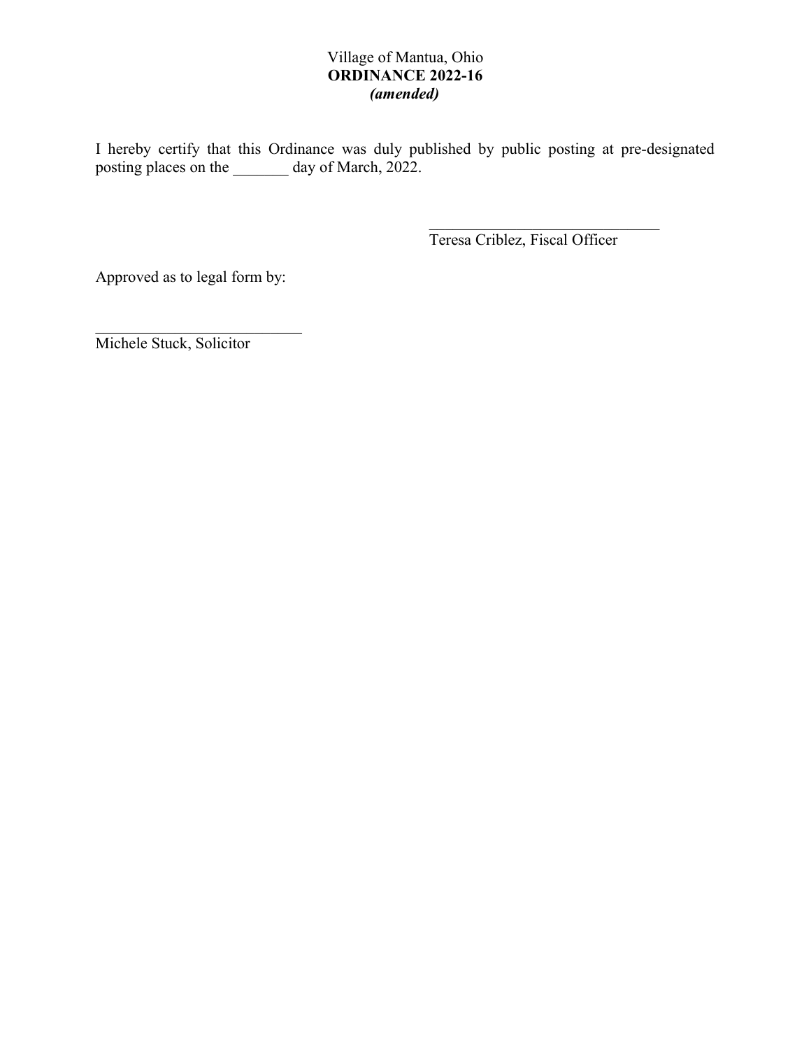Village of Mantua, Ohio
**ORDINANCE 2022-16**
***(amended)***

I hereby certify that this Ordinance was duly published by public posting at pre-designated posting places on the _______ day of March, 2022.

______________________________
Teresa Criblez, Fiscal Officer

Approved as to legal form by:

___________________________
Michele Stuck, Solicitor